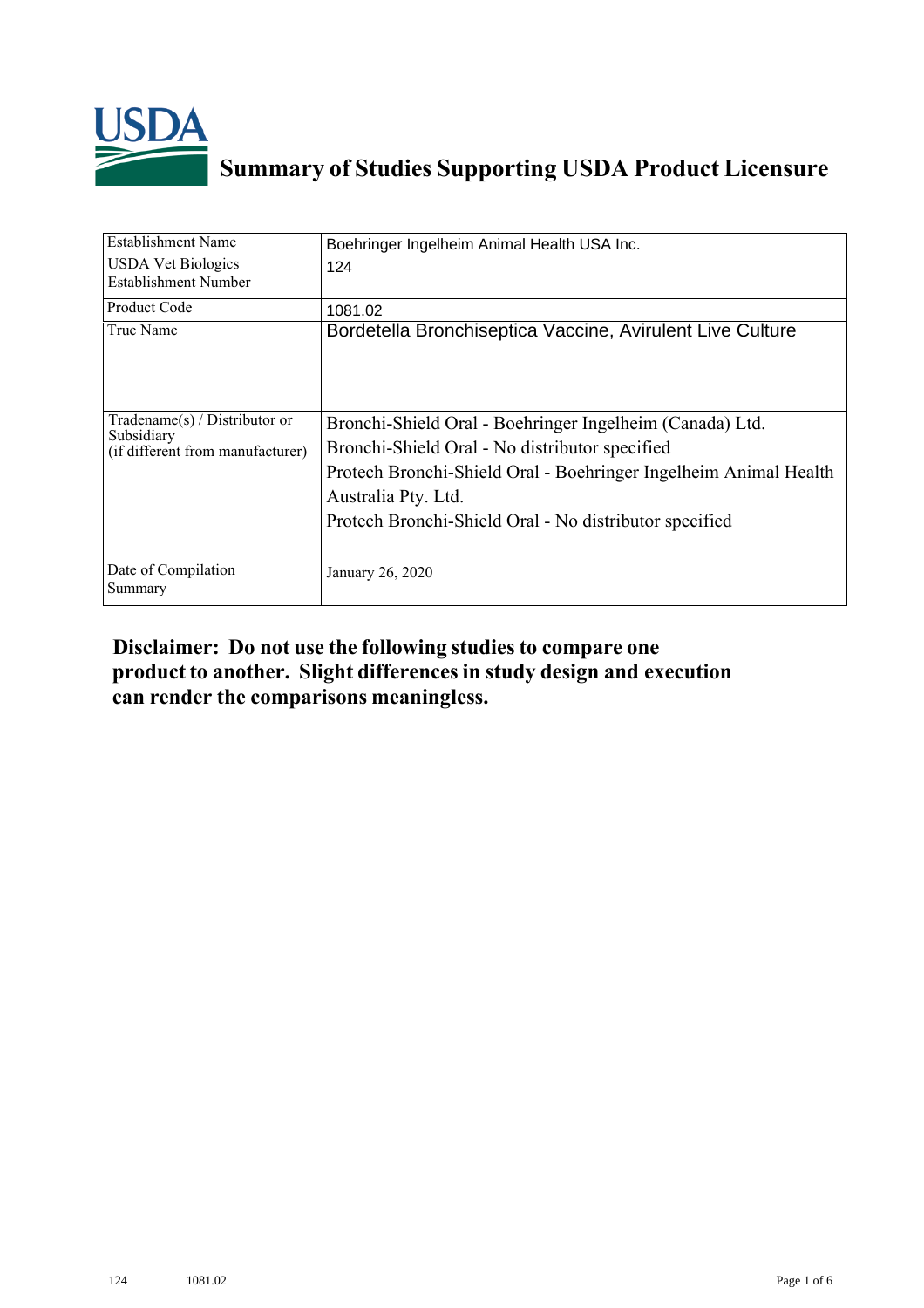# Summary of Studies Supporting USDA Product Licensure

| Establishment Name | Boehringer Ingelheim Animal Health USA Inc. |
|---|---|
| USDA Vet Biologics Establishment Number | 124 |
| Product Code | 1081.02 |
| True Name | Bordetella Bronchiseptica Vaccine, Avirulent Live Culture |
| Tradename(s) / Distributor or Subsidiary (if different from manufacturer) | Bronchi-Shield Oral - Boehringer Ingelheim (Canada) Ltd.<br>Bronchi-Shield Oral - No distributor specified<br>Protech Bronchi-Shield Oral - Boehringer Ingelheim Animal Health Australia Pty. Ltd.<br>Protech Bronchi-Shield Oral - No distributor specified |
| Date of Compilation Summary | January 26, 2020 |

**Disclaimer: Do not use the following studies to compare one product to another. Slight differences in study design and execution can render the comparisons meaningless.**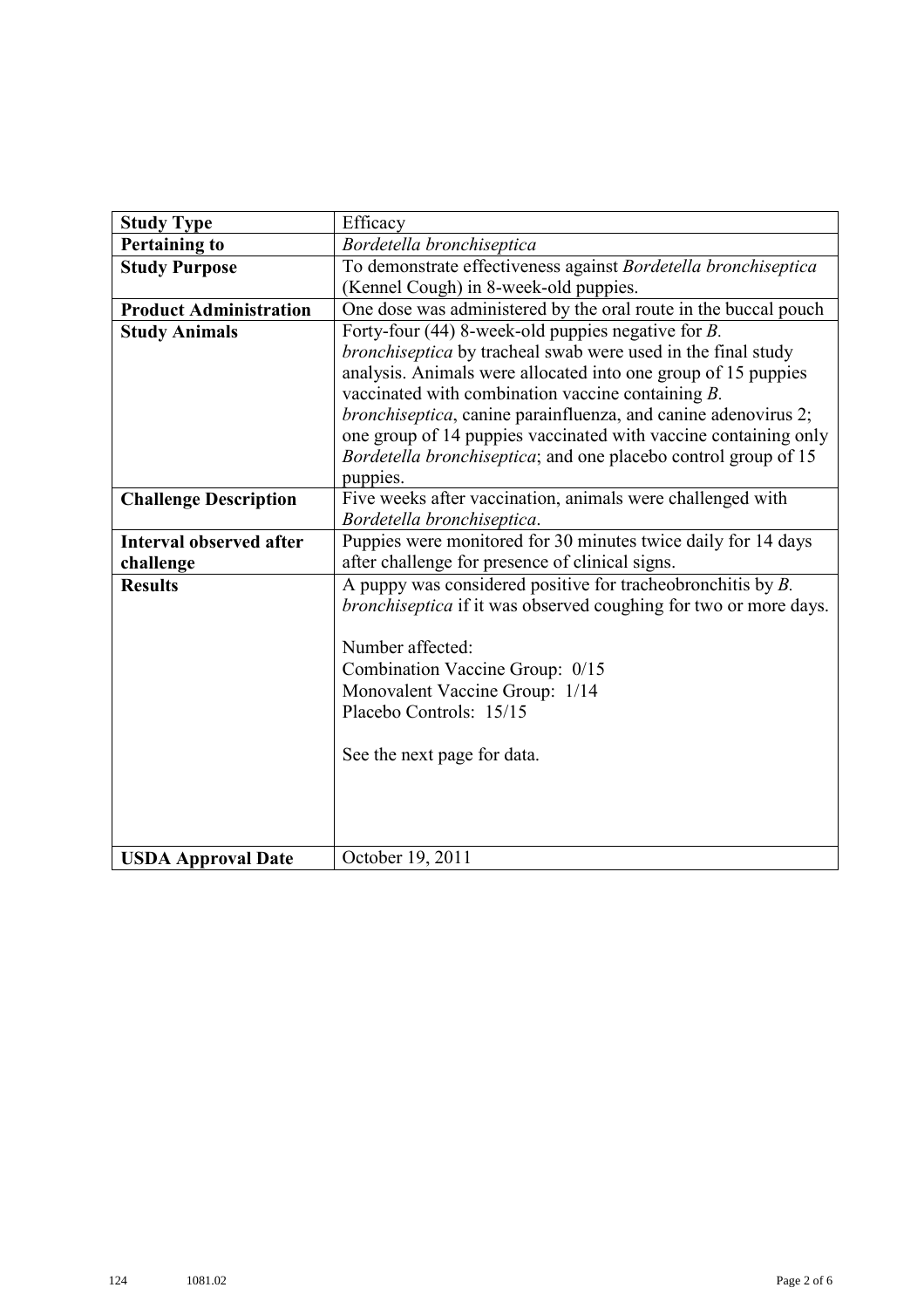| **Study Type** | Efficacy |
|---|---|
| **Pertaining to** | *Bordetella bronchiseptica* |
| **Study Purpose** | To demonstrate effectiveness against *Bordetella bronchiseptica* (Kennel Cough) in 8-week-old puppies. |
| **Product Administration** | One dose was administered by the oral route in the buccal pouch |
| **Study Animals** | Forty-four (44) 8-week-old puppies negative for *B. bronchiseptica* by tracheal swab were used in the final study analysis. Animals were allocated into one group of 15 puppies vaccinated with combination vaccine containing *B. bronchiseptica*, canine parainfluenza, and canine adenovirus 2; one group of 14 puppies vaccinated with vaccine containing only *Bordetella bronchiseptica*; and one placebo control group of 15 puppies. |
| **Challenge Description** | Five weeks after vaccination, animals were challenged with *Bordetella bronchiseptica*. |
| **Interval observed after challenge** | Puppies were monitored for 30 minutes twice daily for 14 days after challenge for presence of clinical signs. |
| **Results** | A puppy was considered positive for tracheobronchitis by *B. bronchiseptica* if it was observed coughing for two or more days.<br><br>Number affected:<br>Combination Vaccine Group: 0/15<br>Monovalent Vaccine Group: 1/14<br>Placebo Controls: 15/15<br><br>See the next page for data. |
| **USDA Approval Date** | October 19, 2011 |

124 1081.02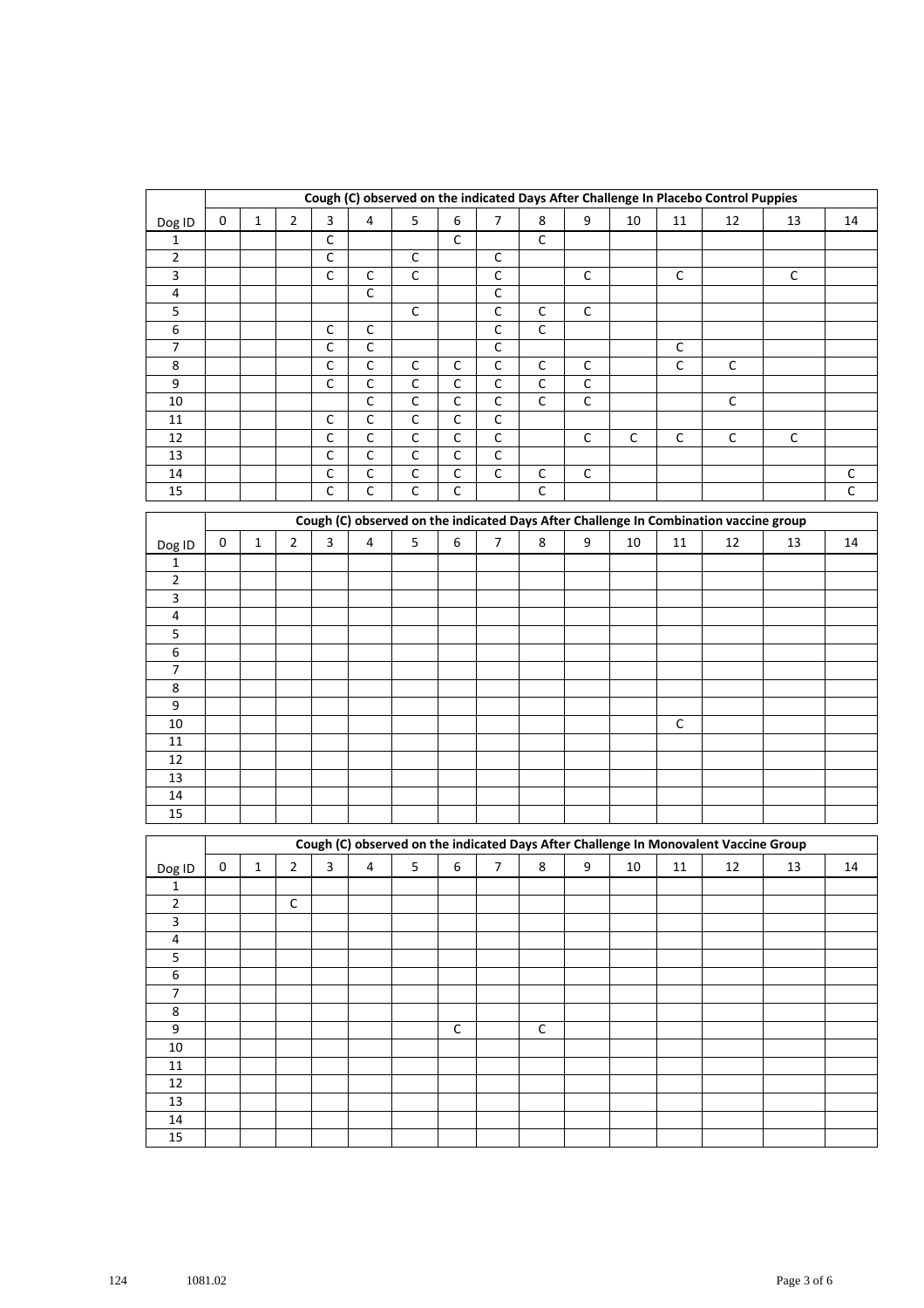| | Cough (C) observed on the indicated Days After Challenge In Placebo Control Puppies | | | | | | | | | | | | | | |
|---|---|---|---|---|---|---|---|---|---|---|---|---|---|---|---|
| Dog ID | 0 | 1 | 2 | 3 | 4 | 5 | 6 | 7 | 8 | 9 | 10 | 11 | 12 | 13 | 14 |
| 1 | | | | C | | | C | | C | | | | | | |
| 2 | | | | C | | C | | C | | | | | | | |
| 3 | | | | C | C | C | | C | | C | | C | | C | |
| 4 | | | | | C | | | C | | | | | | | |
| 5 | | | | | | C | | C | C | C | | | | | |
| 6 | | | | C | C | | | C | C | | | | | | |
| 7 | | | | C | C | | | C | | | | C | | | |
| 8 | | | | C | C | C | C | C | C | C | | C | C | | |
| 9 | | | | C | C | C | C | C | C | C | | | | | |
| 10 | | | | | C | C | C | C | C | C | | | C | | |
| 11 | | | | C | C | C | C | C | | | | | | | |
| 12 | | | | C | C | C | C | C | | C | C | C | C | C | |
| 13 | | | | C | C | C | C | C | | | | | | | |
| 14 | | | | C | C | C | C | C | C | C | | | | | C |
| 15 | | | | C | C | C | C | | C | | | | | | C |

| | Cough (C) observed on the indicated Days After Challenge In Combination vaccine group | | | | | | | | | | | | | | |
|---|---|---|---|---|---|---|---|---|---|---|---|---|---|---|---|
| Dog ID | 0 | 1 | 2 | 3 | 4 | 5 | 6 | 7 | 8 | 9 | 10 | 11 | 12 | 13 | 14 |
| 1 | | | | | | | | | | | | | | | |
| 2 | | | | | | | | | | | | | | | |
| 3 | | | | | | | | | | | | | | | |
| 4 | | | | | | | | | | | | | | | |
| 5 | | | | | | | | | | | | | | | |
| 6 | | | | | | | | | | | | | | | |
| 7 | | | | | | | | | | | | | | | |
| 8 | | | | | | | | | | | | | | | |
| 9 | | | | | | | | | | | | | | | |
| 10 | | | | | | | | | | | | C | | | |
| 11 | | | | | | | | | | | | | | | |
| 12 | | | | | | | | | | | | | | | |
| 13 | | | | | | | | | | | | | | | |
| 14 | | | | | | | | | | | | | | | |
| 15 | | | | | | | | | | | | | | | |

| | Cough (C) observed on the indicated Days After Challenge In Monovalent Vaccine Group | | | | | | | | | | | | | | |
|---|---|---|---|---|---|---|---|---|---|---|---|---|---|---|---|
| Dog ID | 0 | 1 | 2 | 3 | 4 | 5 | 6 | 7 | 8 | 9 | 10 | 11 | 12 | 13 | 14 |
| 1 | | | | | | | | | | | | | | | |
| 2 | | | C | | | | | | | | | | | | |
| 3 | | | | | | | | | | | | | | | |
| 4 | | | | | | | | | | | | | | | |
| 5 | | | | | | | | | | | | | | | |
| 6 | | | | | | | | | | | | | | | |
| 7 | | | | | | | | | | | | | | | |
| 8 | | | | | | | | | | | | | | | |
| 9 | | | | | | | C | | C | | | | | | |
| 10 | | | | | | | | | | | | | | | |
| 11 | | | | | | | | | | | | | | | |
| 12 | | | | | | | | | | | | | | | |
| 13 | | | | | | | | | | | | | | | |
| 14 | | | | | | | | | | | | | | | |
| 15 | | | | | | | | | | | | | | | |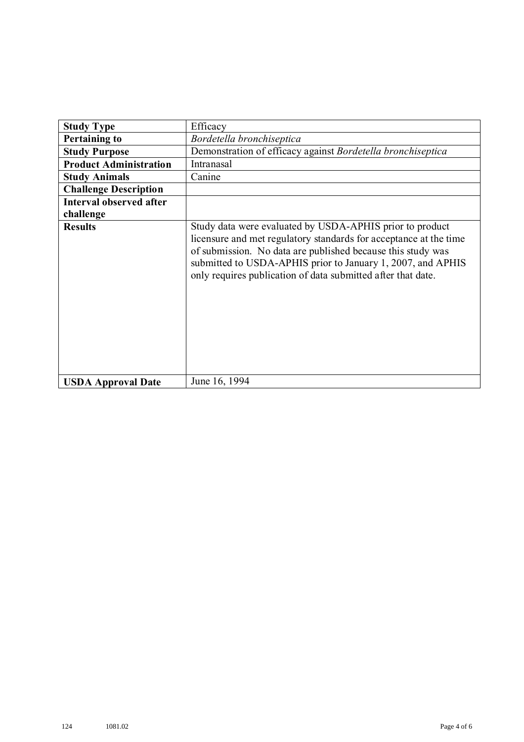| **Study Type** | Efficacy |
| --- | --- |
| **Pertaining to** | *Bordetella bronchiseptica* |
| **Study Purpose** | Demonstration of efficacy against *Bordetella bronchiseptica* |
| **Product Administration** | Intranasal |
| **Study Animals** | Canine |
| **Challenge Description** | |
| **Interval observed after challenge** | |
| **Results** | Study data were evaluated by USDA-APHIS prior to product licensure and met regulatory standards for acceptance at the time of submission. No data are published because this study was submitted to USDA-APHIS prior to January 1, 2007, and APHIS only requires publication of data submitted after that date. |
| **USDA Approval Date** | June 16, 1994 |

124 1081.02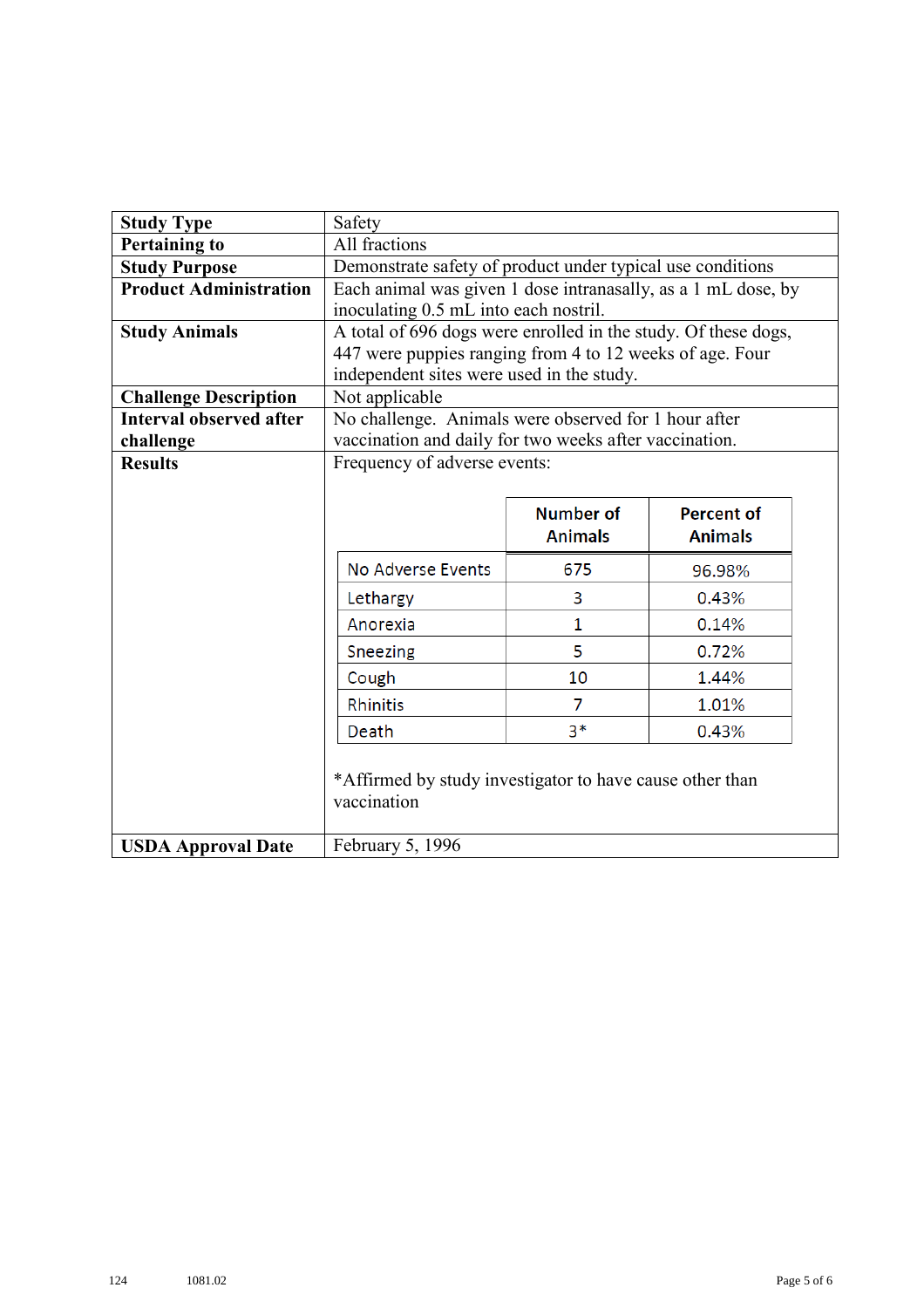| **Study Type** | Safety |
|---|---|
| **Pertaining to** | All fractions |
| **Study Purpose** | Demonstrate safety of product under typical use conditions |
| **Product Administration** | Each animal was given 1 dose intranasally, as a 1 mL dose, by inoculating 0.5 mL into each nostril. |
| **Study Animals** | A total of 696 dogs were enrolled in the study. Of these dogs, 447 were puppies ranging from 4 to 12 weeks of age. Four independent sites were used in the study. |
| **Challenge Description** | Not applicable |
| **Interval observed after challenge** | No challenge. Animals were observed for 1 hour after vaccination and daily for two weeks after vaccination. |
| **Results** | Frequency of adverse events: (see table below) *Affirmed by study investigator to have cause other than vaccination |
| **USDA Approval Date** | February 5, 1996 |

Frequency of adverse events:

| | Number of Animals | Percent of Animals |
|---|---|---|
| No Adverse Events | 675 | 96.98% |
| Lethargy | 3 | 0.43% |
| Anorexia | 1 | 0.14% |
| Sneezing | 5 | 0.72% |
| Cough | 10 | 1.44% |
| Rhinitis | 7 | 1.01% |
| Death | 3* | 0.43% |

*Affirmed by study investigator to have cause other than vaccination

124 1081.02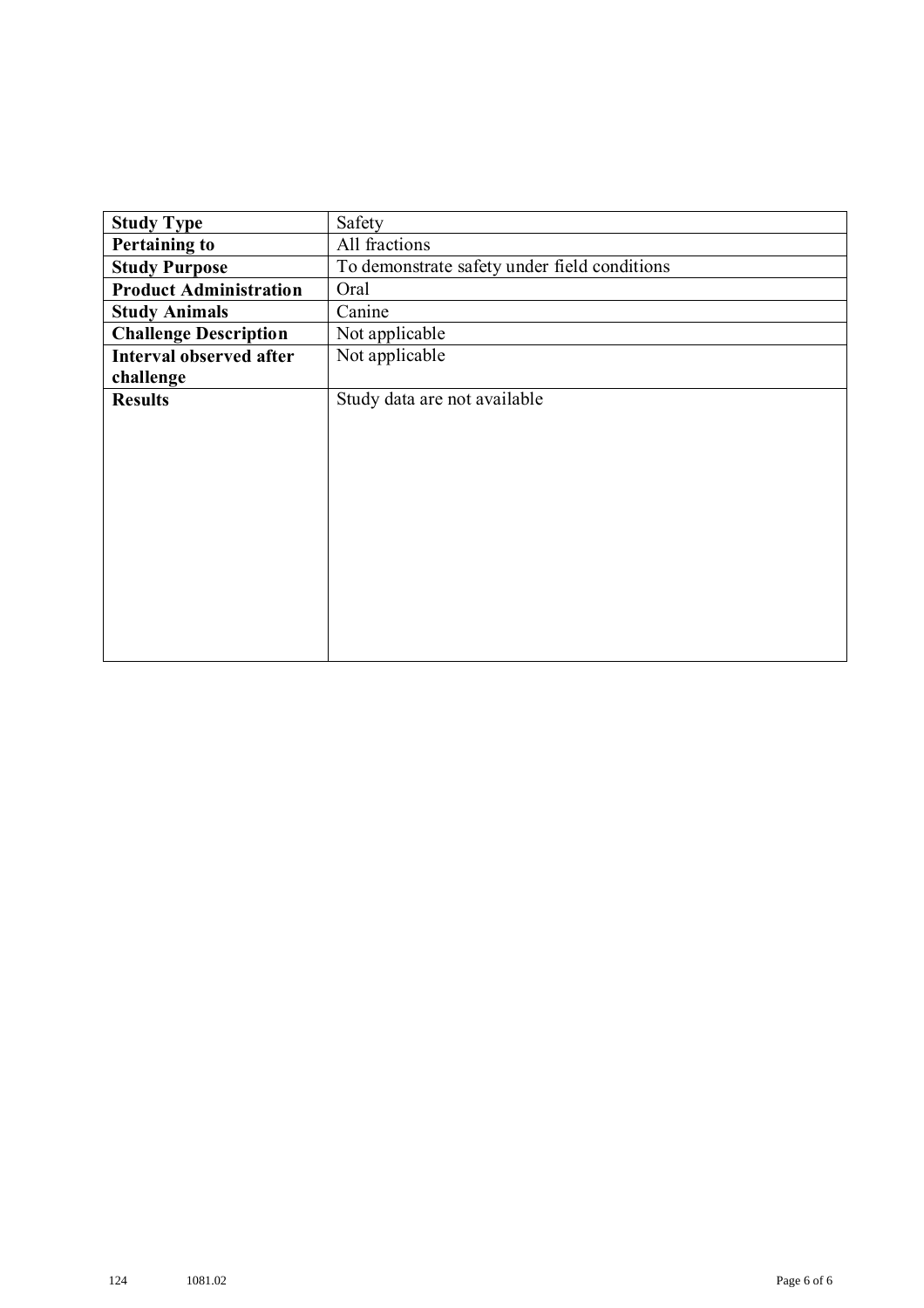| | |
|---|---|
| **Study Type** | Safety |
| **Pertaining to** | All fractions |
| **Study Purpose** | To demonstrate safety under field conditions |
| **Product Administration** | Oral |
| **Study Animals** | Canine |
| **Challenge Description** | Not applicable |
| **Interval observed after challenge** | Not applicable |
| **Results** | Study data are not available |